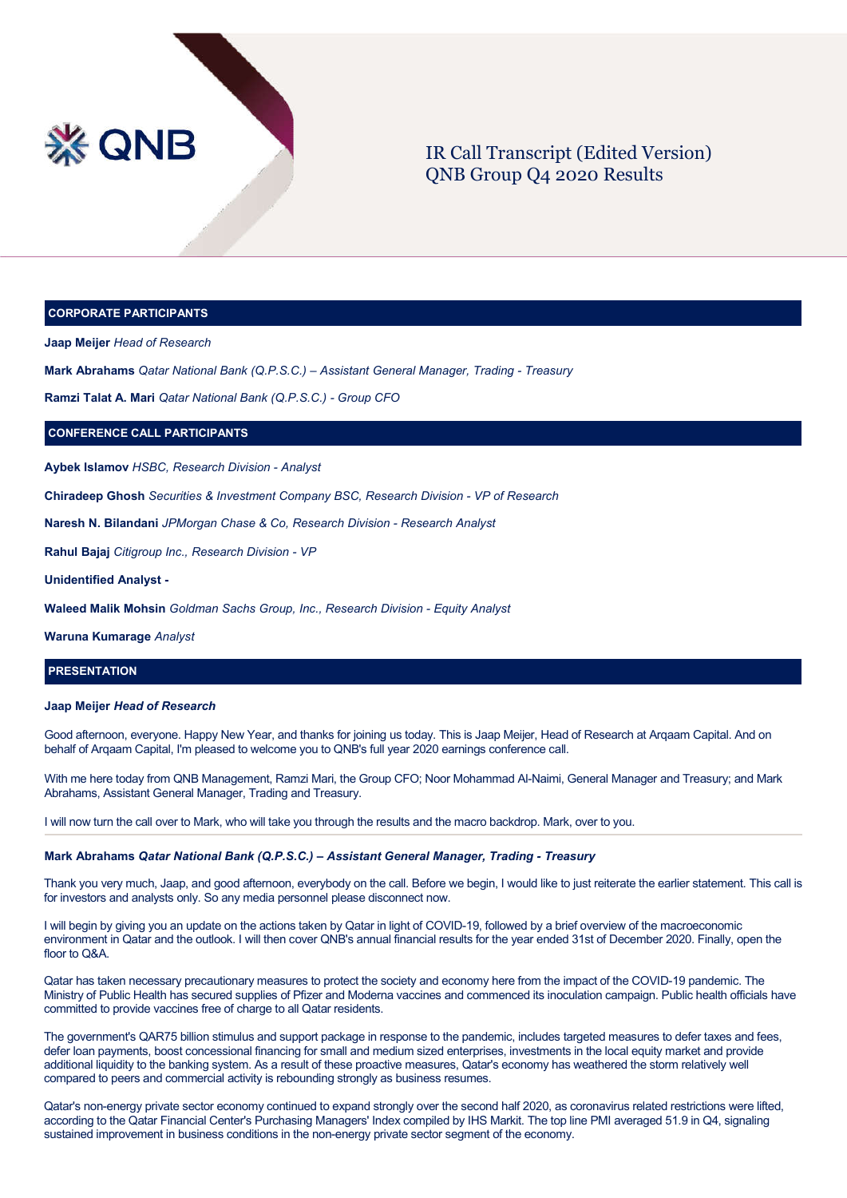# IR Call Transcript (Edited Version)
# QNB Group Q4 2020 Results

## CORPORATE PARTICIPANTS

**Jaap Meijer** *Head of Research*

**Mark Abrahams** *Qatar National Bank (Q.P.S.C.) – Assistant General Manager, Trading - Treasury*

**Ramzi Talat A. Mari** *Qatar National Bank (Q.P.S.C.) - Group CFO*

## CONFERENCE CALL PARTICIPANTS

**Aybek Islamov** *HSBC, Research Division - Analyst*

**Chiradeep Ghosh** *Securities & Investment Company BSC, Research Division - VP of Research*

**Naresh N. Bilandani** *JPMorgan Chase & Co, Research Division - Research Analyst*

**Rahul Bajaj** *Citigroup Inc., Research Division - VP*

**Unidentified Analyst -**

**Waleed Malik Mohsin** *Goldman Sachs Group, Inc., Research Division - Equity Analyst*

**Waruna Kumarage** *Analyst*

## PRESENTATION

**Jaap Meijer** ***Head of Research***

Good afternoon, everyone. Happy New Year, and thanks for joining us today. This is Jaap Meijer, Head of Research at Arqaam Capital. And on behalf of Arqaam Capital, I'm pleased to welcome you to QNB's full year 2020 earnings conference call.

With me here today from QNB Management, Ramzi Mari, the Group CFO; Noor Mohammad Al-Naimi, General Manager and Treasury; and Mark Abrahams, Assistant General Manager, Trading and Treasury.

I will now turn the call over to Mark, who will take you through the results and the macro backdrop. Mark, over to you.

**Mark Abrahams** ***Qatar National Bank (Q.P.S.C.) – Assistant General Manager, Trading - Treasury***

Thank you very much, Jaap, and good afternoon, everybody on the call. Before we begin, I would like to just reiterate the earlier statement. This call is for investors and analysts only. So any media personnel please disconnect now.

I will begin by giving you an update on the actions taken by Qatar in light of COVID-19, followed by a brief overview of the macroeconomic environment in Qatar and the outlook. I will then cover QNB's annual financial results for the year ended 31st of December 2020. Finally, open the floor to Q&A.

Qatar has taken necessary precautionary measures to protect the society and economy here from the impact of the COVID-19 pandemic. The Ministry of Public Health has secured supplies of Pfizer and Moderna vaccines and commenced its inoculation campaign. Public health officials have committed to provide vaccines free of charge to all Qatar residents.

The government's QAR75 billion stimulus and support package in response to the pandemic, includes targeted measures to defer taxes and fees, defer loan payments, boost concessional financing for small and medium sized enterprises, investments in the local equity market and provide additional liquidity to the banking system. As a result of these proactive measures, Qatar's economy has weathered the storm relatively well compared to peers and commercial activity is rebounding strongly as business resumes.

Qatar's non-energy private sector economy continued to expand strongly over the second half 2020, as coronavirus related restrictions were lifted, according to the Qatar Financial Center's Purchasing Managers' Index compiled by IHS Markit. The top line PMI averaged 51.9 in Q4, signaling sustained improvement in business conditions in the non-energy private sector segment of the economy.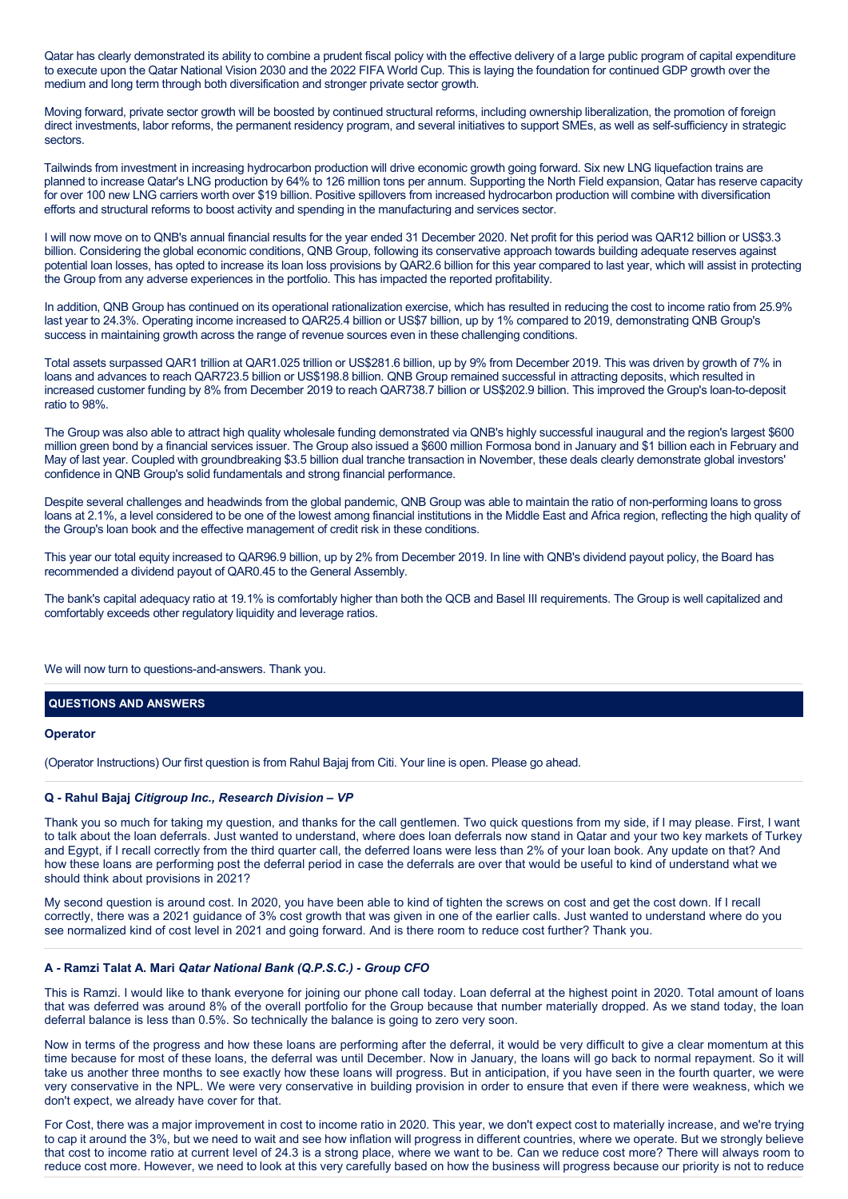Qatar has clearly demonstrated its ability to combine a prudent fiscal policy with the effective delivery of a large public program of capital expenditure to execute upon the Qatar National Vision 2030 and the 2022 FIFA World Cup. This is laying the foundation for continued GDP growth over the medium and long term through both diversification and stronger private sector growth.

Moving forward, private sector growth will be boosted by continued structural reforms, including ownership liberalization, the promotion of foreign direct investments, labor reforms, the permanent residency program, and several initiatives to support SMEs, as well as self-sufficiency in strategic sectors.

Tailwinds from investment in increasing hydrocarbon production will drive economic growth going forward. Six new LNG liquefaction trains are planned to increase Qatar's LNG production by 64% to 126 million tons per annum. Supporting the North Field expansion, Qatar has reserve capacity for over 100 new LNG carriers worth over $19 billion. Positive spillovers from increased hydrocarbon production will combine with diversification efforts and structural reforms to boost activity and spending in the manufacturing and services sector.

I will now move on to QNB's annual financial results for the year ended 31 December 2020. Net profit for this period was QAR12 billion or US$3.3 billion. Considering the global economic conditions, QNB Group, following its conservative approach towards building adequate reserves against potential loan losses, has opted to increase its loan loss provisions by QAR2.6 billion for this year compared to last year, which will assist in protecting the Group from any adverse experiences in the portfolio. This has impacted the reported profitability.

In addition, QNB Group has continued on its operational rationalization exercise, which has resulted in reducing the cost to income ratio from 25.9% last year to 24.3%. Operating income increased to QAR25.4 billion or US$7 billion, up by 1% compared to 2019, demonstrating QNB Group's success in maintaining growth across the range of revenue sources even in these challenging conditions.

Total assets surpassed QAR1 trillion at QAR1.025 trillion or US$281.6 billion, up by 9% from December 2019. This was driven by growth of 7% in loans and advances to reach QAR723.5 billion or US$198.8 billion. QNB Group remained successful in attracting deposits, which resulted in increased customer funding by 8% from December 2019 to reach QAR738.7 billion or US$202.9 billion. This improved the Group's loan-to-deposit ratio to 98%.

The Group was also able to attract high quality wholesale funding demonstrated via QNB's highly successful inaugural and the region's largest $600 million green bond by a financial services issuer. The Group also issued a $600 million Formosa bond in January and $1 billion each in February and May of last year. Coupled with groundbreaking $3.5 billion dual tranche transaction in November, these deals clearly demonstrate global investors' confidence in QNB Group's solid fundamentals and strong financial performance.

Despite several challenges and headwinds from the global pandemic, QNB Group was able to maintain the ratio of non-performing loans to gross loans at 2.1%, a level considered to be one of the lowest among financial institutions in the Middle East and Africa region, reflecting the high quality of the Group's loan book and the effective management of credit risk in these conditions.

This year our total equity increased to QAR96.9 billion, up by 2% from December 2019. In line with QNB's dividend payout policy, the Board has recommended a dividend payout of QAR0.45 to the General Assembly.

The bank's capital adequacy ratio at 19.1% is comfortably higher than both the QCB and Basel III requirements. The Group is well capitalized and comfortably exceeds other regulatory liquidity and leverage ratios.

We will now turn to questions-and-answers. Thank you.

## QUESTIONS AND ANSWERS

**Operator**

(Operator Instructions) Our first question is from Rahul Bajaj from Citi. Your line is open. Please go ahead.

**Q - Rahul Bajaj** ***Citigroup Inc., Research Division – VP***

Thank you so much for taking my question, and thanks for the call gentlemen. Two quick questions from my side, if I may please. First, I want to talk about the loan deferrals. Just wanted to understand, where does loan deferrals now stand in Qatar and your two key markets of Turkey and Egypt, if I recall correctly from the third quarter call, the deferred loans were less than 2% of your loan book. Any update on that? And how these loans are performing post the deferral period in case the deferrals are over that would be useful to kind of understand what we should think about provisions in 2021?

My second question is around cost. In 2020, you have been able to kind of tighten the screws on cost and get the cost down. If I recall correctly, there was a 2021 guidance of 3% cost growth that was given in one of the earlier calls. Just wanted to understand where do you see normalized kind of cost level in 2021 and going forward. And is there room to reduce cost further? Thank you.

**A - Ramzi Talat A. Mari** ***Qatar National Bank (Q.P.S.C.) - Group CFO***

This is Ramzi. I would like to thank everyone for joining our phone call today. Loan deferral at the highest point in 2020. Total amount of loans that was deferred was around 8% of the overall portfolio for the Group because that number materially dropped. As we stand today, the loan deferral balance is less than 0.5%. So technically the balance is going to zero very soon.

Now in terms of the progress and how these loans are performing after the deferral, it would be very difficult to give a clear momentum at this time because for most of these loans, the deferral was until December. Now in January, the loans will go back to normal repayment. So it will take us another three months to see exactly how these loans will progress. But in anticipation, if you have seen in the fourth quarter, we were very conservative in the NPL. We were very conservative in building provision in order to ensure that even if there were weakness, which we don't expect, we already have cover for that.

For Cost, there was a major improvement in cost to income ratio in 2020. This year, we don't expect cost to materially increase, and we're trying to cap it around the 3%, but we need to wait and see how inflation will progress in different countries, where we operate. But we strongly believe that cost to income ratio at current level of 24.3 is a strong place, where we want to be. Can we reduce cost more? There will always room to reduce cost more. However, we need to look at this very carefully based on how the business will progress because our priority is not to reduce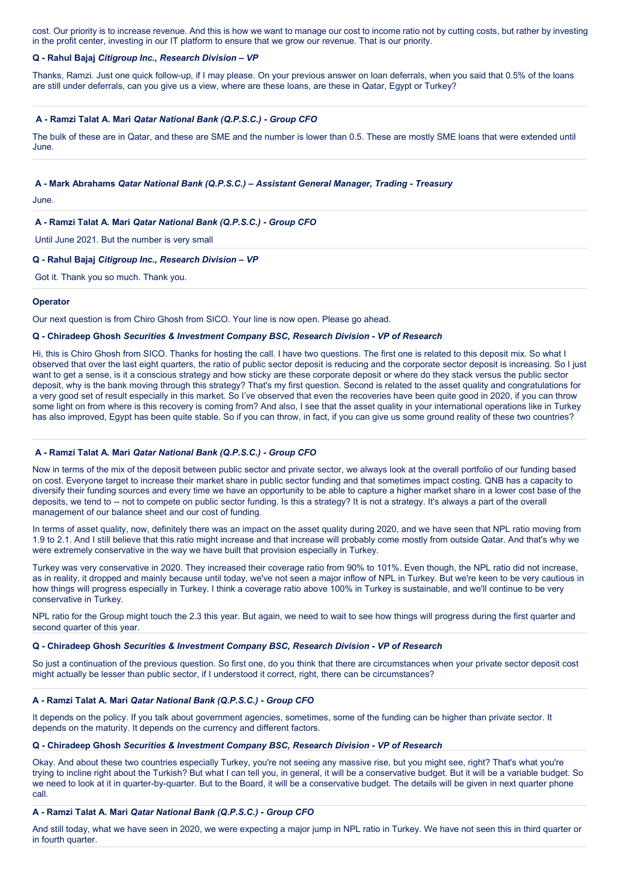cost. Our priority is to increase revenue. And this is how we want to manage our cost to income ratio not by cutting costs, but rather by investing in the profit center, investing in our IT platform to ensure that we grow our revenue. That is our priority.

**Q - Rahul Bajaj** ***Citigroup Inc., Research Division – VP***

Thanks, Ramzi. Just one quick follow-up, if I may please. On your previous answer on loan deferrals, when you said that 0.5% of the loans are still under deferrals, can you give us a view, where are these loans, are these in Qatar, Egypt or Turkey?

---

**A - Ramzi Talat A. Mari** ***Qatar National Bank (Q.P.S.C.) - Group CFO***

The bulk of these are in Qatar, and these are SME and the number is lower than 0.5. These are mostly SME loans that were extended until June.

---

**A - Mark Abrahams** ***Qatar National Bank (Q.P.S.C.) – Assistant General Manager, Trading - Treasury***

June.

---

**A - Ramzi Talat A. Mari** ***Qatar National Bank (Q.P.S.C.) - Group CFO***

Until June 2021. But the number is very small

---

**Q - Rahul Bajaj** ***Citigroup Inc., Research Division – VP***

Got it. Thank you so much. Thank you.

---

**Operator**

Our next question is from Chiro Ghosh from SICO. Your line is now open. Please go ahead.

**Q - Chiradeep Ghosh** ***Securities & Investment Company BSC, Research Division - VP of Research***

Hi, this is Chiro Ghosh from SICO. Thanks for hosting the call. I have two questions. The first one is related to this deposit mix. So what I observed that over the last eight quarters, the ratio of public sector deposit is reducing and the corporate sector deposit is increasing. So I just want to get a sense, is it a conscious strategy and how sticky are these corporate deposit or where do they stack versus the public sector deposit, why is the bank moving through this strategy? That's my first question. Second is related to the asset quality and congratulations for a very good set of result especially in this market. So I've observed that even the recoveries have been quite good in 2020, if you can throw some light on from where is this recovery is coming from? And also, I see that the asset quality in your international operations like in Turkey has also improved, Egypt has been quite stable. So if you can throw, in fact, if you can give us some ground reality of these two countries?

---

**A - Ramzi Talat A. Mari** ***Qatar National Bank (Q.P.S.C.) - Group CFO***

Now in terms of the mix of the deposit between public sector and private sector, we always look at the overall portfolio of our funding based on cost. Everyone target to increase their market share in public sector funding and that sometimes impact costing. QNB has a capacity to diversify their funding sources and every time we have an opportunity to be able to capture a higher market share in a lower cost base of the deposits, we tend to -- not to compete on public sector funding. Is this a strategy? It is not a strategy. It's always a part of the overall management of our balance sheet and our cost of funding.

In terms of asset quality, now, definitely there was an impact on the asset quality during 2020, and we have seen that NPL ratio moving from 1.9 to 2.1. And I still believe that this ratio might increase and that increase will probably come mostly from outside Qatar. And that's why we were extremely conservative in the way we have built that provision especially in Turkey.

Turkey was very conservative in 2020. They increased their coverage ratio from 90% to 101%. Even though, the NPL ratio did not increase, as in reality, it dropped and mainly because until today, we've not seen a major inflow of NPL in Turkey. But we're keen to be very cautious in how things will progress especially in Turkey. I think a coverage ratio above 100% in Turkey is sustainable, and we'll continue to be very conservative in Turkey.

NPL ratio for the Group might touch the 2.3 this year. But again, we need to wait to see how things will progress during the first quarter and second quarter of this year.

---

**Q - Chiradeep Ghosh** ***Securities & Investment Company BSC, Research Division - VP of Research***

So just a continuation of the previous question. So first one, do you think that there are circumstances when your private sector deposit cost might actually be lesser than public sector, if I understood it correct, right, there can be circumstances?

---

**A - Ramzi Talat A. Mari** ***Qatar National Bank (Q.P.S.C.) - Group CFO***

It depends on the policy. If you talk about government agencies, sometimes, some of the funding can be higher than private sector. It depends on the maturity. It depends on the currency and different factors.

**Q - Chiradeep Ghosh** ***Securities & Investment Company BSC, Research Division - VP of Research***

Okay. And about these two countries especially Turkey, you're not seeing any massive rise, but you might see, right? That's what you're trying to incline right about the Turkish? But what I can tell you, in general, it will be a conservative budget. But it will be a variable budget. So we need to look at it in quarter-by-quarter. But to the Board, it will be a conservative budget. The details will be given in next quarter phone call.

---

**A - Ramzi Talat A. Mari** ***Qatar National Bank (Q.P.S.C.) - Group CFO***

And still today, what we have seen in 2020, we were expecting a major jump in NPL ratio in Turkey. We have not seen this in third quarter or in fourth quarter.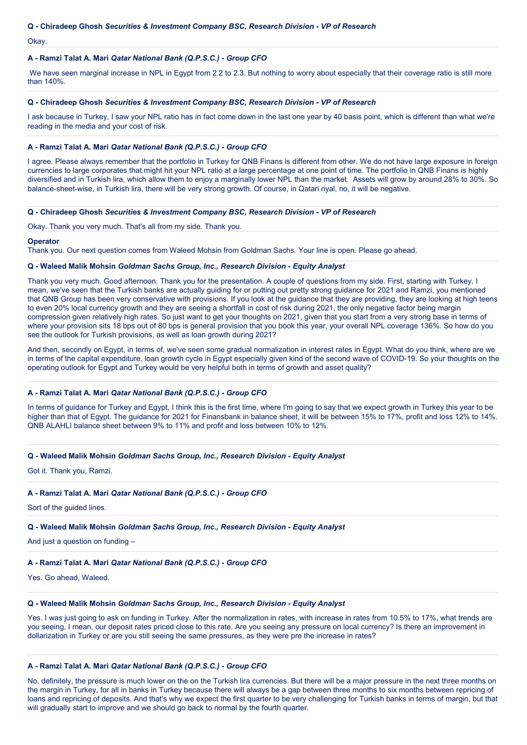**Q - Chiradeep Ghosh** *Securities & Investment Company BSC, Research Division - VP of Research*

Okay.

**A - Ramzi Talat A. Mari** *Qatar National Bank (Q.P.S.C.) - Group CFO*

We have seen marginal increase in NPL in Egypt from 2.2 to 2.3. But nothing to worry about especially that their coverage ratio is still more than 140%.

**Q - Chiradeep Ghosh** *Securities & Investment Company BSC, Research Division - VP of Research*

I ask because in Turkey, I saw your NPL ratio has in fact come down in the last one year by 40 basis point, which is different than what we're reading in the media and your cost of risk.

**A - Ramzi Talat A. Mari** *Qatar National Bank (Q.P.S.C.) - Group CFO*

I agree. Please always remember that the portfolio in Turkey for QNB Finans is different from other. We do not have large exposure in foreign currencies to large corporates that might hit your NPL ratio at a large percentage at one point of time. The portfolio in QNB Finans is highly diversified and in Turkish lira, which allow them to enjoy a marginally lower NPL than the market. Assets will grow by around 28% to 30%. So balance-sheet-wise, in Turkish lira, there will be very strong growth. Of course, in Qatari riyal, no, it will be negative.

**Q - Chiradeep Ghosh** *Securities & Investment Company BSC, Research Division - VP of Research*

Okay. Thank you very much. That's all from my side. Thank you.

**Operator**

Thank you. Our next question comes from Waleed Mohsin from Goldman Sachs. Your line is open. Please go ahead.

**Q - Waleed Malik Mohsin** *Goldman Sachs Group, Inc., Research Division - Equity Analyst*

Thank you very much. Good afternoon. Thank you for the presentation. A couple of questions from my side. First, starting with Turkey. I mean, we've seen that the Turkish banks are actually guiding for or putting out pretty strong guidance for 2021 and Ramzi, you mentioned that QNB Group has been very conservative with provisions. If you look at the guidance that they are providing, they are looking at high teens to even 20% local currency growth and they are seeing a shortfall in cost of risk during 2021, the only negative factor being margin compression given relatively high rates. So just want to get your thoughts on 2021, given that you start from a very strong base in terms of where your provision sits 18 bps out of 80 bps is general provision that you book this year, your overall NPL coverage 136%. So how do you see the outlook for Turkish provisions, as well as loan growth during 2021?

And then, secondly on Egypt, in terms of, we've seen some gradual normalization in interest rates in Egypt. What do you think, where are we in terms of the capital expenditure, loan growth cycle in Egypt especially given kind of the second wave of COVID-19. So your thoughts on the operating outlook for Egypt and Turkey would be very helpful both in terms of growth and asset quality?

**A - Ramzi Talat A. Mari** *Qatar National Bank (Q.P.S.C.) - Group CFO*

In terms of guidance for Turkey and Egypt, I think this is the first time, where I'm going to say that we expect growth in Turkey this year to be higher than that of Egypt. The guidance for 2021 for Finansbank in balance sheet, it will be between 15% to 17%, profit and loss 12% to 14%. QNB ALAHLI balance sheet between 9% to 11% and profit and loss between 10% to 12%.

**Q - Waleed Malik Mohsin** *Goldman Sachs Group, Inc., Research Division - Equity Analyst*

Got it. Thank you, Ramzi.

**A - Ramzi Talat A. Mari** *Qatar National Bank (Q.P.S.C.) - Group CFO*

Sort of the guided lines.

**Q - Waleed Malik Mohsin** *Goldman Sachs Group, Inc., Research Division - Equity Analyst*

And just a question on funding –

**A - Ramzi Talat A. Mari** *Qatar National Bank (Q.P.S.C.) - Group CFO*

Yes. Go ahead, Waleed.

**Q - Waleed Malik Mohsin** *Goldman Sachs Group, Inc., Research Division - Equity Analyst*

Yes. I was just going to ask on funding in Turkey. After the normalization in rates, with increase in rates from 10.5% to 17%, what trends are you seeing, I mean, our deposit rates priced close to this rate. Are you seeing any pressure on local currency? Is there an improvement in dollarization in Turkey or are you still seeing the same pressures, as they were pre the increase in rates?

**A - Ramzi Talat A. Mari** *Qatar National Bank (Q.P.S.C.) - Group CFO*

No, definitely, the pressure is much lower on the on the Turkish lira currencies. But there will be a major pressure in the next three months on the margin in Turkey, for all in banks in Turkey because there will always be a gap between three months to six months between repricing of loans and repricing of deposits. And that's why we expect the first quarter to be very challenging for Turkish banks in terms of margin, but that will gradually start to improve and we should go back to normal by the fourth quarter.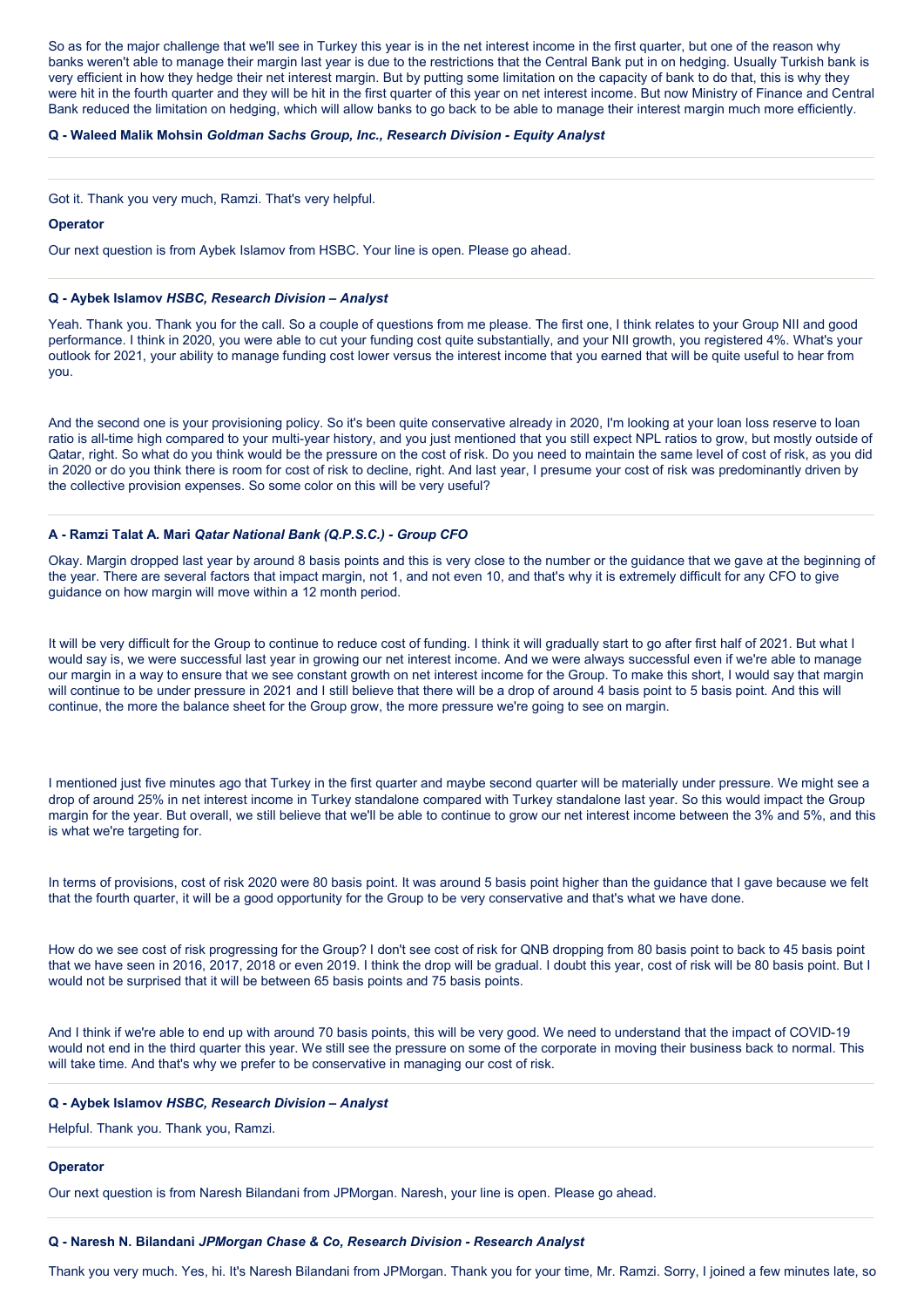So as for the major challenge that we'll see in Turkey this year is in the net interest income in the first quarter, but one of the reason why banks weren't able to manage their margin last year is due to the restrictions that the Central Bank put in on hedging. Usually Turkish bank is very efficient in how they hedge their net interest margin. But by putting some limitation on the capacity of bank to do that, this is why they were hit in the fourth quarter and they will be hit in the first quarter of this year on net interest income. But now Ministry of Finance and Central Bank reduced the limitation on hedging, which will allow banks to go back to be able to manage their interest margin much more efficiently.

**Q - Waleed Malik Mohsin** ***Goldman Sachs Group, Inc., Research Division - Equity Analyst***

Got it. Thank you very much, Ramzi. That's very helpful.

**Operator**

Our next question is from Aybek Islamov from HSBC. Your line is open. Please go ahead.

**Q - Aybek Islamov** ***HSBC, Research Division – Analyst***

Yeah. Thank you. Thank you for the call. So a couple of questions from me please. The first one, I think relates to your Group NII and good performance. I think in 2020, you were able to cut your funding cost quite substantially, and your NII growth, you registered 4%. What's your outlook for 2021, your ability to manage funding cost lower versus the interest income that you earned that will be quite useful to hear from you.

And the second one is your provisioning policy. So it's been quite conservative already in 2020, I'm looking at your loan loss reserve to loan ratio is all-time high compared to your multi-year history, and you just mentioned that you still expect NPL ratios to grow, but mostly outside of Qatar, right. So what do you think would be the pressure on the cost of risk. Do you need to maintain the same level of cost of risk, as you did in 2020 or do you think there is room for cost of risk to decline, right. And last year, I presume your cost of risk was predominantly driven by the collective provision expenses. So some color on this will be very useful?

**A - Ramzi Talat A. Mari** ***Qatar National Bank (Q.P.S.C.) - Group CFO***

Okay. Margin dropped last year by around 8 basis points and this is very close to the number or the guidance that we gave at the beginning of the year. There are several factors that impact margin, not 1, and not even 10, and that's why it is extremely difficult for any CFO to give guidance on how margin will move within a 12 month period.

It will be very difficult for the Group to continue to reduce cost of funding. I think it will gradually start to go after first half of 2021. But what I would say is, we were successful last year in growing our net interest income. And we were always successful even if we're able to manage our margin in a way to ensure that we see constant growth on net interest income for the Group. To make this short, I would say that margin will continue to be under pressure in 2021 and I still believe that there will be a drop of around 4 basis point to 5 basis point. And this will continue, the more the balance sheet for the Group grow, the more pressure we're going to see on margin.

I mentioned just five minutes ago that Turkey in the first quarter and maybe second quarter will be materially under pressure. We might see a drop of around 25% in net interest income in Turkey standalone compared with Turkey standalone last year. So this would impact the Group margin for the year. But overall, we still believe that we'll be able to continue to grow our net interest income between the 3% and 5%, and this is what we're targeting for.

In terms of provisions, cost of risk 2020 were 80 basis point. It was around 5 basis point higher than the guidance that I gave because we felt that the fourth quarter, it will be a good opportunity for the Group to be very conservative and that's what we have done.

How do we see cost of risk progressing for the Group? I don't see cost of risk for QNB dropping from 80 basis point to back to 45 basis point that we have seen in 2016, 2017, 2018 or even 2019. I think the drop will be gradual. I doubt this year, cost of risk will be 80 basis point. But I would not be surprised that it will be between 65 basis points and 75 basis points.

And I think if we're able to end up with around 70 basis points, this will be very good. We need to understand that the impact of COVID-19 would not end in the third quarter this year. We still see the pressure on some of the corporate in moving their business back to normal. This will take time. And that's why we prefer to be conservative in managing our cost of risk.

**Q - Aybek Islamov** ***HSBC, Research Division – Analyst***

Helpful. Thank you. Thank you, Ramzi.

**Operator**

Our next question is from Naresh Bilandani from JPMorgan. Naresh, your line is open. Please go ahead.

**Q - Naresh N. Bilandani** ***JPMorgan Chase & Co, Research Division - Research Analyst***

Thank you very much. Yes, hi. It's Naresh Bilandani from JPMorgan. Thank you for your time, Mr. Ramzi. Sorry, I joined a few minutes late, so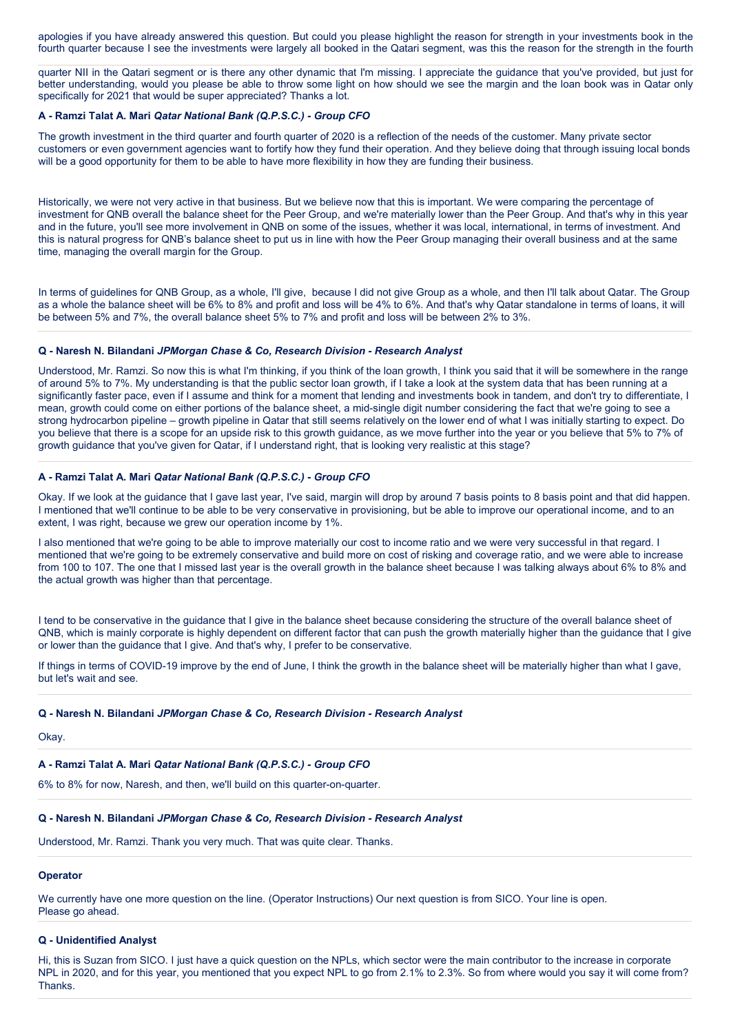apologies if you have already answered this question. But could you please highlight the reason for strength in your investments book in the fourth quarter because I see the investments were largely all booked in the Qatari segment, was this the reason for the strength in the fourth quarter NII in the Qatari segment or is there any other dynamic that I'm missing. I appreciate the guidance that you've provided, but just for better understanding, would you please be able to throw some light on how should we see the margin and the loan book was in Qatar only specifically for 2021 that would be super appreciated? Thanks a lot.

**A - Ramzi Talat A. Mari** ***Qatar National Bank (Q.P.S.C.) - Group CFO***

The growth investment in the third quarter and fourth quarter of 2020 is a reflection of the needs of the customer. Many private sector customers or even government agencies want to fortify how they fund their operation. And they believe doing that through issuing local bonds will be a good opportunity for them to be able to have more flexibility in how they are funding their business.

Historically, we were not very active in that business. But we believe now that this is important. We were comparing the percentage of investment for QNB overall the balance sheet for the Peer Group, and we're materially lower than the Peer Group. And that's why in this year and in the future, you'll see more involvement in QNB on some of the issues, whether it was local, international, in terms of investment. And this is natural progress for QNB's balance sheet to put us in line with how the Peer Group managing their overall business and at the same time, managing the overall margin for the Group.

In terms of guidelines for QNB Group, as a whole, I'll give, because I did not give Group as a whole, and then I'll talk about Qatar. The Group as a whole the balance sheet will be 6% to 8% and profit and loss will be 4% to 6%. And that's why Qatar standalone in terms of loans, it will be between 5% and 7%, the overall balance sheet 5% to 7% and profit and loss will be between 2% to 3%.

**Q - Naresh N. Bilandani** ***JPMorgan Chase & Co, Research Division - Research Analyst***

Understood, Mr. Ramzi. So now this is what I'm thinking, if you think of the loan growth, I think you said that it will be somewhere in the range of around 5% to 7%. My understanding is that the public sector loan growth, if I take a look at the system data that has been running at a significantly faster pace, even if I assume and think for a moment that lending and investments book in tandem, and don't try to differentiate, I mean, growth could come on either portions of the balance sheet, a mid-single digit number considering the fact that we're going to see a strong hydrocarbon pipeline – growth pipeline in Qatar that still seems relatively on the lower end of what I was initially starting to expect. Do you believe that there is a scope for an upside risk to this growth guidance, as we move further into the year or you believe that 5% to 7% of growth guidance that you've given for Qatar, if I understand right, that is looking very realistic at this stage?

**A - Ramzi Talat A. Mari** ***Qatar National Bank (Q.P.S.C.) - Group CFO***

Okay. If we look at the guidance that I gave last year, I've said, margin will drop by around 7 basis points to 8 basis point and that did happen. I mentioned that we'll continue to be able to be very conservative in provisioning, but be able to improve our operational income, and to an extent, I was right, because we grew our operation income by 1%.

I also mentioned that we're going to be able to improve materially our cost to income ratio and we were very successful in that regard. I mentioned that we're going to be extremely conservative and build more on cost of risking and coverage ratio, and we were able to increase from 100 to 107. The one that I missed last year is the overall growth in the balance sheet because I was talking always about 6% to 8% and the actual growth was higher than that percentage.

I tend to be conservative in the guidance that I give in the balance sheet because considering the structure of the overall balance sheet of QNB, which is mainly corporate is highly dependent on different factor that can push the growth materially higher than the guidance that I give or lower than the guidance that I give. And that's why, I prefer to be conservative.

If things in terms of COVID-19 improve by the end of June, I think the growth in the balance sheet will be materially higher than what I gave, but let's wait and see.

**Q - Naresh N. Bilandani** ***JPMorgan Chase & Co, Research Division - Research Analyst***

Okay.

**A - Ramzi Talat A. Mari** ***Qatar National Bank (Q.P.S.C.) - Group CFO***

6% to 8% for now, Naresh, and then, we'll build on this quarter-on-quarter.

**Q - Naresh N. Bilandani** ***JPMorgan Chase & Co, Research Division - Research Analyst***

Understood, Mr. Ramzi. Thank you very much. That was quite clear. Thanks.

**Operator**

We currently have one more question on the line. (Operator Instructions) Our next question is from SICO. Your line is open. Please go ahead.

**Q - Unidentified Analyst**

Hi, this is Suzan from SICO. I just have a quick question on the NPLs, which sector were the main contributor to the increase in corporate NPL in 2020, and for this year, you mentioned that you expect NPL to go from 2.1% to 2.3%. So from where would you say it will come from? Thanks.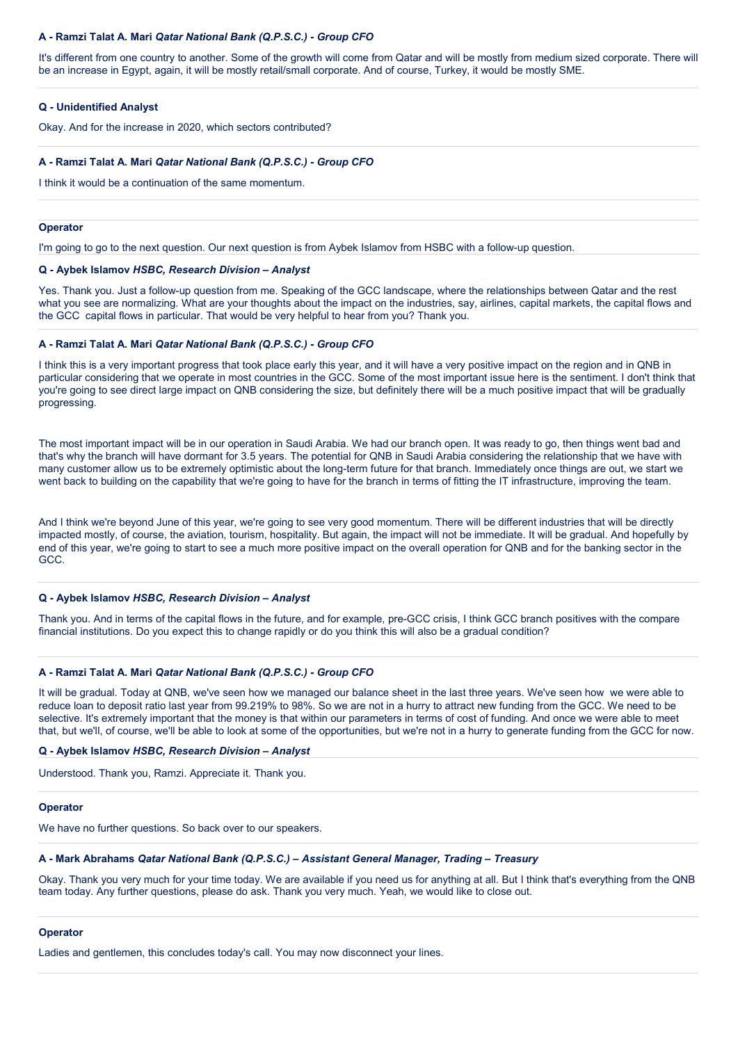**A - Ramzi Talat A. Mari** ***Qatar National Bank (Q.P.S.C.) - Group CFO***

It's different from one country to another. Some of the growth will come from Qatar and will be mostly from medium sized corporate. There will be an increase in Egypt, again, it will be mostly retail/small corporate. And of course, Turkey, it would be mostly SME.

---

**Q - Unidentified Analyst**

Okay. And for the increase in 2020, which sectors contributed?

---

**A - Ramzi Talat A. Mari** ***Qatar National Bank (Q.P.S.C.) - Group CFO***

I think it would be a continuation of the same momentum.

---

**Operator**

I'm going to go to the next question. Our next question is from Aybek Islamov from HSBC with a follow-up question.

---

**Q - Aybek Islamov** ***HSBC, Research Division – Analyst***

Yes. Thank you. Just a follow-up question from me. Speaking of the GCC landscape, where the relationships between Qatar and the rest what you see are normalizing. What are your thoughts about the impact on the industries, say, airlines, capital markets, the capital flows and the GCC capital flows in particular. That would be very helpful to hear from you? Thank you.

---

**A - Ramzi Talat A. Mari** ***Qatar National Bank (Q.P.S.C.) - Group CFO***

I think this is a very important progress that took place early this year, and it will have a very positive impact on the region and in QNB in particular considering that we operate in most countries in the GCC. Some of the most important issue here is the sentiment. I don't think that you're going to see direct large impact on QNB considering the size, but definitely there will be a much positive impact that will be gradually progressing.

The most important impact will be in our operation in Saudi Arabia. We had our branch open. It was ready to go, then things went bad and that's why the branch will have dormant for 3.5 years. The potential for QNB in Saudi Arabia considering the relationship that we have with many customer allow us to be extremely optimistic about the long-term future for that branch. Immediately once things are out, we start we went back to building on the capability that we're going to have for the branch in terms of fitting the IT infrastructure, improving the team.

And I think we're beyond June of this year, we're going to see very good momentum. There will be different industries that will be directly impacted mostly, of course, the aviation, tourism, hospitality. But again, the impact will not be immediate. It will be gradual. And hopefully by end of this year, we're going to start to see a much more positive impact on the overall operation for QNB and for the banking sector in the GCC.

---

**Q - Aybek Islamov** ***HSBC, Research Division – Analyst***

Thank you. And in terms of the capital flows in the future, and for example, pre-GCC crisis, I think GCC branch positives with the compare financial institutions. Do you expect this to change rapidly or do you think this will also be a gradual condition?

---

**A - Ramzi Talat A. Mari** ***Qatar National Bank (Q.P.S.C.) - Group CFO***

It will be gradual. Today at QNB, we've seen how we managed our balance sheet in the last three years. We've seen how we were able to reduce loan to deposit ratio last year from 99.219% to 98%. So we are not in a hurry to attract new funding from the GCC. We need to be selective. It's extremely important that the money is that within our parameters in terms of cost of funding. And once we were able to meet that, but we'll, of course, we'll be able to look at some of the opportunities, but we're not in a hurry to generate funding from the GCC for now.

**Q - Aybek Islamov** ***HSBC, Research Division – Analyst***

Understood. Thank you, Ramzi. Appreciate it. Thank you.

---

**Operator**

We have no further questions. So back over to our speakers.

---

**A - Mark Abrahams** ***Qatar National Bank (Q.P.S.C.) – Assistant General Manager, Trading – Treasury***

Okay. Thank you very much for your time today. We are available if you need us for anything at all. But I think that's everything from the QNB team today. Any further questions, please do ask. Thank you very much. Yeah, we would like to close out.

---

**Operator**

Ladies and gentlemen, this concludes today's call. You may now disconnect your lines.